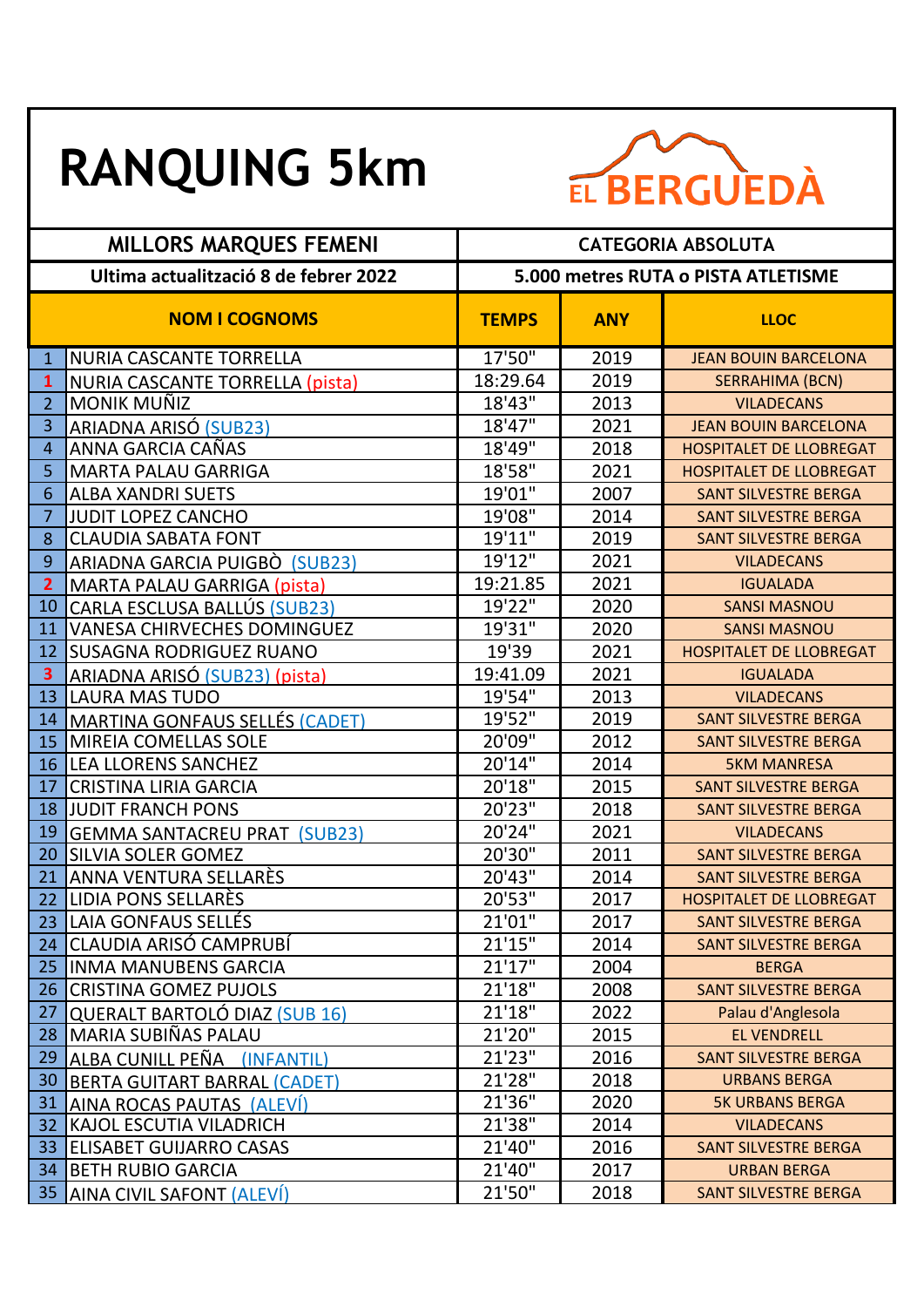# RANQUING 5km

EL BERGUEDÀ

| MILLORS MARQUES FEMENI | | CATEGORIA ABSOLUTA | | |
|---|---|---|---|---|
| Ultima actualització 8 de febrer 2022 | | 5.000 metres RUTA o PISTA ATLETISME | | |
| | NOM I COGNOMS | TEMPS | ANY | LLOC |
| 1 | NURIA CASCANTE TORRELLA | 17'50" | 2019 | JEAN BOUIN BARCELONA |
| 1 | NURIA CASCANTE TORRELLA (pista) | 18:29.64 | 2019 | SERRAHIMA (BCN) |
| 2 | MONIK MUÑIZ | 18'43" | 2013 | VILADECANS |
| 3 | ARIADNA ARISÓ (SUB23) | 18'47" | 2021 | JEAN BOUIN BARCELONA |
| 4 | ANNA GARCIA CAÑAS | 18'49" | 2018 | HOSPITALET DE LLOBREGAT |
| 5 | MARTA PALAU GARRIGA | 18'58" | 2021 | HOSPITALET DE LLOBREGAT |
| 6 | ALBA XANDRI SUETS | 19'01" | 2007 | SANT SILVESTRE BERGA |
| 7 | JUDIT LOPEZ CANCHO | 19'08" | 2014 | SANT SILVESTRE BERGA |
| 8 | CLAUDIA SABATA FONT | 19'11" | 2019 | SANT SILVESTRE BERGA |
| 9 | ARIADNA GARCIA PUIGBÒ (SUB23) | 19'12" | 2021 | VILADECANS |
| 2 | MARTA PALAU GARRIGA (pista) | 19:21.85 | 2021 | IGUALADA |
| 10 | CARLA ESCLUSA BALLÚS (SUB23) | 19'22" | 2020 | SANSI MASNOU |
| 11 | VANESA CHIRVECHES DOMINGUEZ | 19'31" | 2020 | SANSI MASNOU |
| 12 | SUSAGNA RODRIGUEZ RUANO | 19'39 | 2021 | HOSPITALET DE LLOBREGAT |
| 3 | ARIADNA ARISÓ (SUB23) (pista) | 19:41.09 | 2021 | IGUALADA |
| 13 | LAURA MAS TUDO | 19'54" | 2013 | VILADECANS |
| 14 | MARTINA GONFAUS SELLÉS (CADET) | 19'52" | 2019 | SANT SILVESTRE BERGA |
| 15 | MIREIA COMELLAS SOLE | 20'09" | 2012 | SANT SILVESTRE BERGA |
| 16 | LEA LLORENS SANCHEZ | 20'14" | 2014 | 5KM MANRESA |
| 17 | CRISTINA LIRIA GARCIA | 20'18" | 2015 | SANT SILVESTRE BERGA |
| 18 | JUDIT FRANCH PONS | 20'23" | 2018 | SANT SILVESTRE BERGA |
| 19 | GEMMA SANTACREU PRAT (SUB23) | 20'24" | 2021 | VILADECANS |
| 20 | SILVIA SOLER GOMEZ | 20'30" | 2011 | SANT SILVESTRE BERGA |
| 21 | ANNA VENTURA SELLARÈS | 20'43" | 2014 | SANT SILVESTRE BERGA |
| 22 | LIDIA PONS SELLARÈS | 20'53" | 2017 | HOSPITALET DE LLOBREGAT |
| 23 | LAIA GONFAUS SELLÉS | 21'01" | 2017 | SANT SILVESTRE BERGA |
| 24 | CLAUDIA ARISÓ CAMPRUBÍ | 21'15" | 2014 | SANT SILVESTRE BERGA |
| 25 | INMA MANUBENS GARCIA | 21'17" | 2004 | BERGA |
| 26 | CRISTINA GOMEZ PUJOLS | 21'18" | 2008 | SANT SILVESTRE BERGA |
| 27 | QUERALT BARTOLÓ DIAZ (SUB 16) | 21'18" | 2022 | Palau d'Anglesola |
| 28 | MARIA SUBIÑAS PALAU | 21'20" | 2015 | EL VENDRELL |
| 29 | ALBA CUNILL PEÑA (INFANTIL) | 21'23" | 2016 | SANT SILVESTRE BERGA |
| 30 | BERTA GUITART BARRAL (CADET) | 21'28" | 2018 | URBANS BERGA |
| 31 | AINA ROCAS PAUTAS (ALEVÍ) | 21'36" | 2020 | 5K URBANS BERGA |
| 32 | KAJOL ESCUTIA VILADRICH | 21'38" | 2014 | VILADECANS |
| 33 | ELISABET GUIJARRO CASAS | 21'40" | 2016 | SANT SILVESTRE BERGA |
| 34 | BETH RUBIO GARCIA | 21'40" | 2017 | URBAN BERGA |
| 35 | AINA CIVIL SAFONT (ALEVÍ) | 21'50" | 2018 | SANT SILVESTRE BERGA |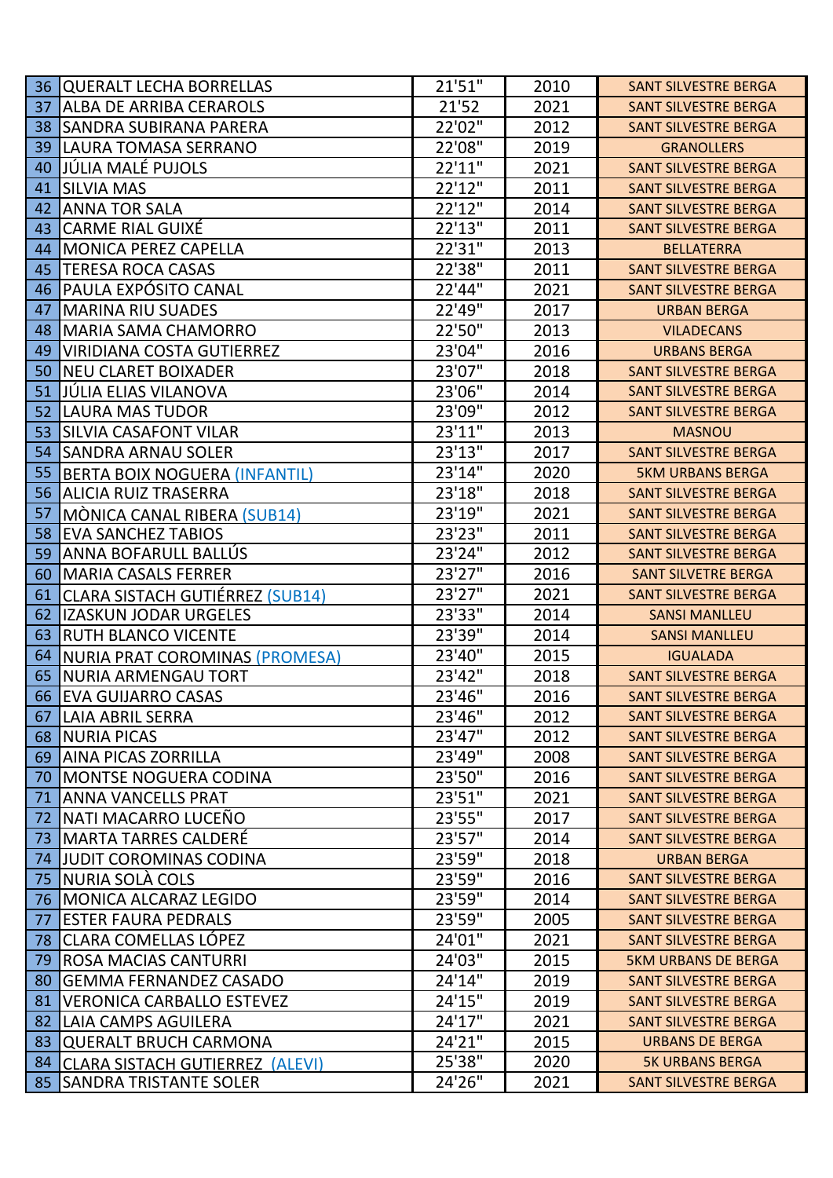| 36 | QUERALT LECHA BORRELLAS | 21'51" | 2010 | SANT SILVESTRE BERGA |
|---|---|---|---|---|
| 37 | ALBA DE ARRIBA CERAROLS | 21'52 | 2021 | SANT SILVESTRE BERGA |
| 38 | SANDRA SUBIRANA PARERA | 22'02" | 2012 | SANT SILVESTRE BERGA |
| 39 | LAURA TOMASA SERRANO | 22'08" | 2019 | GRANOLLERS |
| 40 | JÚLIA MALÉ PUJOLS | 22'11" | 2021 | SANT SILVESTRE BERGA |
| 41 | SILVIA MAS | 22'12" | 2011 | SANT SILVESTRE BERGA |
| 42 | ANNA TOR SALA | 22'12" | 2014 | SANT SILVESTRE BERGA |
| 43 | CARME RIAL GUIXÉ | 22'13" | 2011 | SANT SILVESTRE BERGA |
| 44 | MONICA PEREZ CAPELLA | 22'31" | 2013 | BELLATERRA |
| 45 | TERESA ROCA CASAS | 22'38" | 2011 | SANT SILVESTRE BERGA |
| 46 | PAULA EXPÓSITO CANAL | 22'44" | 2021 | SANT SILVESTRE BERGA |
| 47 | MARINA RIU SUADES | 22'49" | 2017 | URBAN BERGA |
| 48 | MARIA SAMA CHAMORRO | 22'50" | 2013 | VILADECANS |
| 49 | VIRIDIANA COSTA GUTIERREZ | 23'04" | 2016 | URBANS BERGA |
| 50 | NEU CLARET BOIXADER | 23'07" | 2018 | SANT SILVESTRE BERGA |
| 51 | JÚLIA ELIAS VILANOVA | 23'06" | 2014 | SANT SILVESTRE BERGA |
| 52 | LAURA MAS TUDOR | 23'09" | 2012 | SANT SILVESTRE BERGA |
| 53 | SILVIA CASAFONT VILAR | 23'11" | 2013 | MASNOU |
| 54 | SANDRA ARNAU SOLER | 23'13" | 2017 | SANT SILVESTRE BERGA |
| 55 | BERTA BOIX NOGUERA (INFANTIL) | 23'14" | 2020 | 5KM URBANS BERGA |
| 56 | ALICIA RUIZ TRASERRA | 23'18" | 2018 | SANT SILVESTRE BERGA |
| 57 | MÒNICA CANAL RIBERA (SUB14) | 23'19" | 2021 | SANT SILVESTRE BERGA |
| 58 | EVA SANCHEZ TABIOS | 23'23" | 2011 | SANT SILVESTRE BERGA |
| 59 | ANNA BOFARULL BALLÚS | 23'24" | 2012 | SANT SILVESTRE BERGA |
| 60 | MARIA CASALS FERRER | 23'27" | 2016 | SANT SILVETRE BERGA |
| 61 | CLARA SISTACH GUTIÉRREZ (SUB14) | 23'27" | 2021 | SANT SILVESTRE BERGA |
| 62 | IZASKUN JODAR URGELES | 23'33" | 2014 | SANSI MANLLEU |
| 63 | RUTH BLANCO VICENTE | 23'39" | 2014 | SANSI MANLLEU |
| 64 | NURIA PRAT COROMINAS (PROMESA) | 23'40" | 2015 | IGUALADA |
| 65 | NURIA ARMENGAU TORT | 23'42" | 2018 | SANT SILVESTRE BERGA |
| 66 | EVA GUIJARRO CASAS | 23'46" | 2016 | SANT SILVESTRE BERGA |
| 67 | LAIA ABRIL SERRA | 23'46" | 2012 | SANT SILVESTRE BERGA |
| 68 | NURIA PICAS | 23'47" | 2012 | SANT SILVESTRE BERGA |
| 69 | AINA PICAS ZORRILLA | 23'49" | 2008 | SANT SILVESTRE BERGA |
| 70 | MONTSE NOGUERA CODINA | 23'50" | 2016 | SANT SILVESTRE BERGA |
| 71 | ANNA VANCELLS PRAT | 23'51" | 2021 | SANT SILVESTRE BERGA |
| 72 | NATI MACARRO LUCEÑO | 23'55" | 2017 | SANT SILVESTRE BERGA |
| 73 | MARTA TARRES CALDERÉ | 23'57" | 2014 | SANT SILVESTRE BERGA |
| 74 | JUDIT COROMINAS CODINA | 23'59" | 2018 | URBAN BERGA |
| 75 | NURIA SOLÀ COLS | 23'59" | 2016 | SANT SILVESTRE BERGA |
| 76 | MONICA ALCARAZ LEGIDO | 23'59" | 2014 | SANT SILVESTRE BERGA |
| 77 | ESTER FAURA PEDRALS | 23'59" | 2005 | SANT SILVESTRE BERGA |
| 78 | CLARA COMELLAS LÓPEZ | 24'01" | 2021 | SANT SILVESTRE BERGA |
| 79 | ROSA MACIAS CANTURRI | 24'03" | 2015 | 5KM URBANS DE BERGA |
| 80 | GEMMA FERNANDEZ CASADO | 24'14" | 2019 | SANT SILVESTRE BERGA |
| 81 | VERONICA CARBALLO ESTEVEZ | 24'15" | 2019 | SANT SILVESTRE BERGA |
| 82 | LAIA CAMPS AGUILERA | 24'17" | 2021 | SANT SILVESTRE BERGA |
| 83 | QUERALT BRUCH CARMONA | 24'21" | 2015 | URBANS DE BERGA |
| 84 | CLARA SISTACH GUTIERREZ (ALEVI) | 25'38" | 2020 | 5K URBANS BERGA |
| 85 | SANDRA TRISTANTE SOLER | 24'26" | 2021 | SANT SILVESTRE BERGA |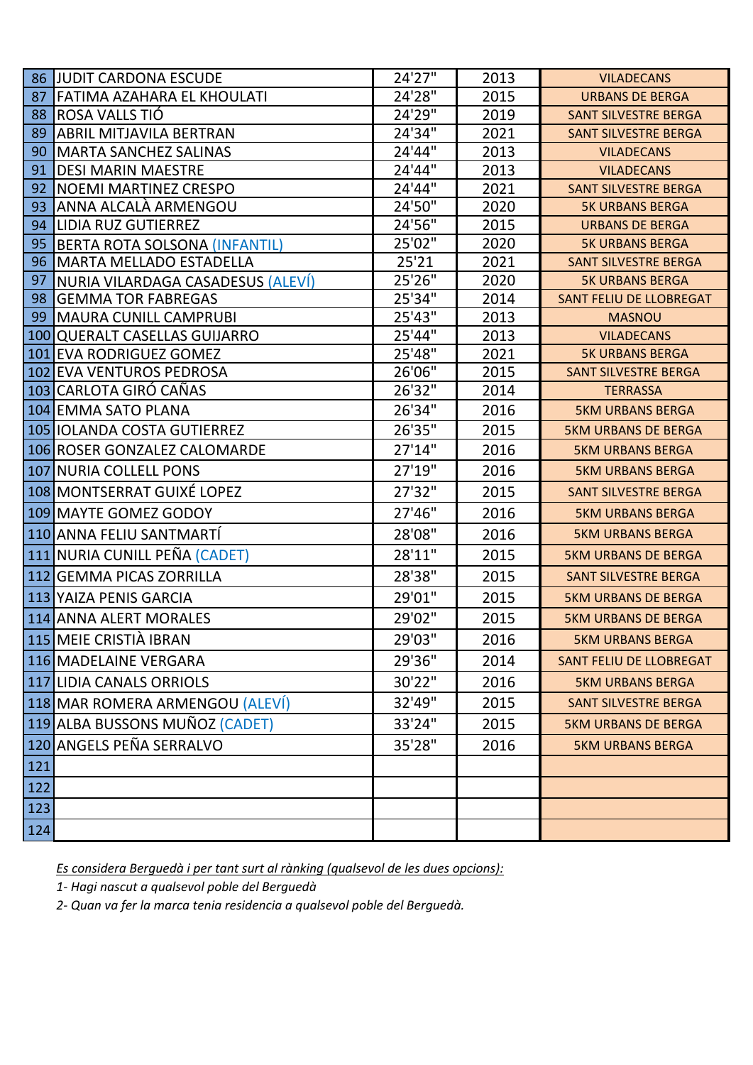| | | | | |
|---|---|---|---|---|
| 86 | JUDIT CARDONA ESCUDE | 24'27" | 2013 | VILADECANS |
| 87 | FATIMA AZAHARA EL KHOULATI | 24'28" | 2015 | URBANS DE BERGA |
| 88 | ROSA VALLS TIÓ | 24'29" | 2019 | SANT SILVESTRE BERGA |
| 89 | ABRIL MITJAVILA BERTRAN | 24'34" | 2021 | SANT SILVESTRE BERGA |
| 90 | MARTA SANCHEZ SALINAS | 24'44" | 2013 | VILADECANS |
| 91 | DESI MARIN MAESTRE | 24'44" | 2013 | VILADECANS |
| 92 | NOEMI MARTINEZ CRESPO | 24'44" | 2021 | SANT SILVESTRE BERGA |
| 93 | ANNA ALCALÀ ARMENGOU | 24'50" | 2020 | 5K URBANS BERGA |
| 94 | LIDIA RUZ GUTIERREZ | 24'56" | 2015 | URBANS DE BERGA |
| 95 | BERTA ROTA SOLSONA (INFANTIL) | 25'02" | 2020 | 5K URBANS BERGA |
| 96 | MARTA MELLADO ESTADELLA | 25'21 | 2021 | SANT SILVESTRE BERGA |
| 97 | NURIA VILARDAGA CASADESUS (ALEVÍ) | 25'26" | 2020 | 5K URBANS BERGA |
| 98 | GEMMA TOR FABREGAS | 25'34" | 2014 | SANT FELIU DE LLOBREGAT |
| 99 | MAURA CUNILL CAMPRUBI | 25'43" | 2013 | MASNOU |
| 100 | QUERALT CASELLAS GUIJARRO | 25'44" | 2013 | VILADECANS |
| 101 | EVA RODRIGUEZ GOMEZ | 25'48" | 2021 | 5K URBANS BERGA |
| 102 | EVA VENTUROS PEDROSA | 26'06" | 2015 | SANT SILVESTRE BERGA |
| 103 | CARLOTA GIRÓ CAÑAS | 26'32" | 2014 | TERRASSA |
| 104 | EMMA SATO PLANA | 26'34" | 2016 | 5KM URBANS BERGA |
| 105 | IOLANDA COSTA GUTIERREZ | 26'35" | 2015 | 5KM URBANS DE BERGA |
| 106 | ROSER GONZALEZ CALOMARDE | 27'14" | 2016 | 5KM URBANS BERGA |
| 107 | NURIA COLLELL PONS | 27'19" | 2016 | 5KM URBANS BERGA |
| 108 | MONTSERRAT GUIXÉ LOPEZ | 27'32" | 2015 | SANT SILVESTRE BERGA |
| 109 | MAYTE GOMEZ GODOY | 27'46" | 2016 | 5KM URBANS BERGA |
| 110 | ANNA FELIU SANTMARTÍ | 28'08" | 2016 | 5KM URBANS BERGA |
| 111 | NURIA CUNILL PEÑA (CADET) | 28'11" | 2015 | 5KM URBANS DE BERGA |
| 112 | GEMMA PICAS ZORRILLA | 28'38" | 2015 | SANT SILVESTRE BERGA |
| 113 | YAIZA PENIS GARCIA | 29'01" | 2015 | 5KM URBANS DE BERGA |
| 114 | ANNA ALERT MORALES | 29'02" | 2015 | 5KM URBANS DE BERGA |
| 115 | MEIE CRISTIÀ IBRAN | 29'03" | 2016 | 5KM URBANS BERGA |
| 116 | MADELAINE VERGARA | 29'36" | 2014 | SANT FELIU DE LLOBREGAT |
| 117 | LIDIA CANALS ORRIOLS | 30'22" | 2016 | 5KM URBANS BERGA |
| 118 | MAR ROMERA ARMENGOU (ALEVÍ) | 32'49" | 2015 | SANT SILVESTRE BERGA |
| 119 | ALBA BUSSONS MUÑOZ (CADET) | 33'24" | 2015 | 5KM URBANS DE BERGA |
| 120 | ANGELS PEÑA SERRALVO | 35'28" | 2016 | 5KM URBANS BERGA |
| 121 | | | | |
| 122 | | | | |
| 123 | | | | |
| 124 | | | | |

*Es considera Berguedà i per tant surt al rànking (qualsevol de les dues opcions):*

*1- Hagi nascut a qualsevol poble del Berguedà*

*2- Quan va fer la marca tenia residencia a qualsevol poble del Berguedà.*